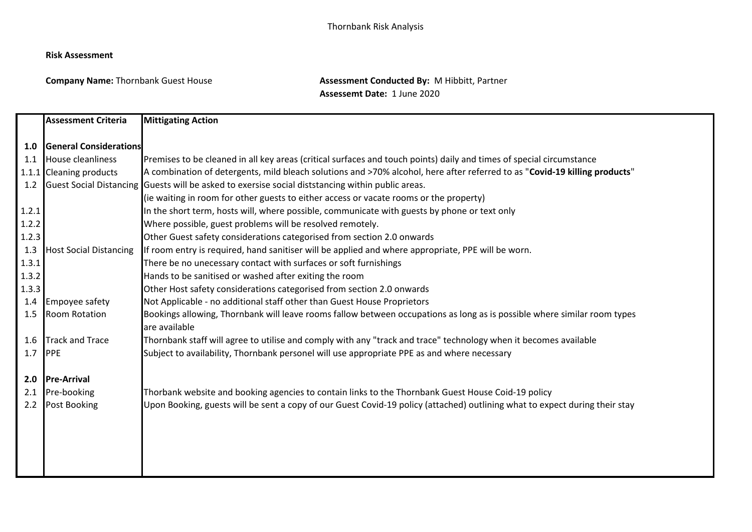Thornbank Risk Analysis

**Risk Assessment**

**Company Name:** Thornbank Guest House

**Assessment Conducted By:** M Hibbitt, Partner
**Assessemt Date:** 1 June 2020

| | **Assessment Criteria** | **Mittigating Action** |
|---|---|---|
| **1.0** | **General Considerations** | |
| 1.1 | House cleanliness | Premises to be cleaned in all key areas (critical surfaces and touch points) daily and times of special circumstance |
| 1.1.1 | Cleaning products | A combination of detergents, mild bleach solutions and >70% alcohol, here after referred to as "**Covid-19 killing products**" |
| 1.2 | Guest Social Distancing | Guests will be asked to exersise social diststancing within public areas. (ie waiting in room for other guests to either access or vacate rooms or the property) |
| 1.2.1 | | In the short term, hosts will, where possible, communicate with guests by phone or text only |
| 1.2.2 | | Where possible, guest problems will be resolved remotely. |
| 1.2.3 | | Other Guest safety considerations categorised from section 2.0 onwards |
| 1.3 | Host Social Distancing | If room entry is required, hand sanitiser will be applied and where appropriate, PPE will be worn. |
| 1.3.1 | | There be no unecessary contact with surfaces or soft furnishings |
| 1.3.2 | | Hands to be sanitised or washed after exiting the room |
| 1.3.3 | | Other Host safety considerations categorised from section 2.0 onwards |
| 1.4 | Empoyee safety | Not Applicable - no additional staff other than Guest House Proprietors |
| 1.5 | Room Rotation | Bookings allowing, Thornbank will leave rooms fallow between occupations as long as is possible where similar room types are available |
| 1.6 | Track and Trace | Thornbank staff will agree to utilise and comply with any "track and trace" technology when it becomes available |
| 1.7 | PPE | Subject to availability, Thornbank personel will use appropriate PPE as and where necessary |
| **2.0** | **Pre-Arrival** | |
| 2.1 | Pre-booking | Thorbank website and booking agencies to contain links to the Thornbank Guest House Coid-19 policy |
| 2.2 | Post Booking | Upon Booking, guests will be sent a copy of our Guest Covid-19 policy (attached) outlining what to expect during their stay |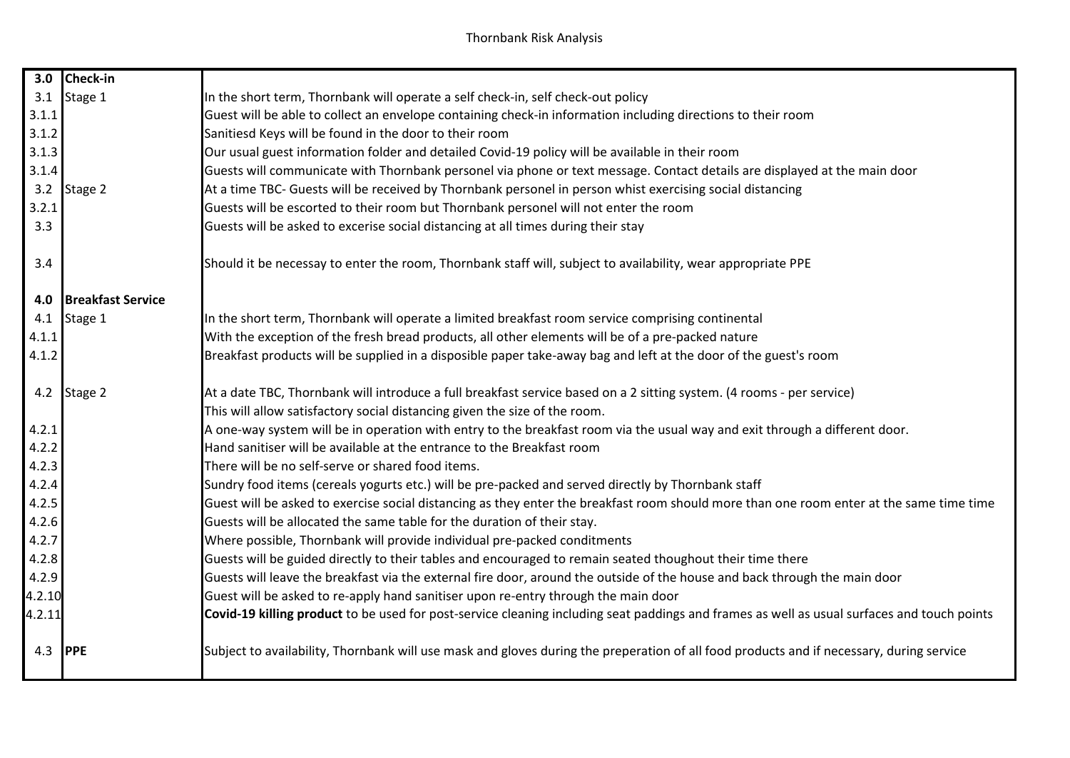Thornbank Risk Analysis

| | | |
|---|---|---|
| **3.0** | **Check-in** | |
| 3.1 | Stage 1 | In the short term, Thornbank will operate a self check-in, self check-out policy |
| 3.1.1 | | Guest will be able to collect an envelope containing check-in information including directions to their room |
| 3.1.2 | | Sanitiesd Keys will be found in the door to their room |
| 3.1.3 | | Our usual guest information folder and detailed Covid-19 policy will be available in their room |
| 3.1.4 | | Guests will communicate with Thornbank personel via phone or text message. Contact details are displayed at the main door |
| 3.2 | Stage 2 | At a time TBC- Guests will be received by Thornbank personel in person whist exercising social distancing |
| 3.2.1 | | Guests will be escorted to their room but Thornbank personel will not enter the room |
| 3.3 | | Guests will be asked to excerise social distancing at all times during their stay |
| 3.4 | | Should it be necessay to enter the room, Thornbank staff will, subject to availability, wear appropriate PPE |
| **4.0** | **Breakfast Service** | |
| 4.1 | Stage 1 | In the short term, Thornbank will operate a limited breakfast room service comprising continental |
| 4.1.1 | | With the exception of the fresh bread products, all other elements will be of a pre-packed nature |
| 4.1.2 | | Breakfast products will be supplied in a disposible paper take-away bag and left at the door of the guest's room |
| 4.2 | Stage 2 | At a date TBC, Thornbank will introduce a full breakfast service based on a 2 sitting system. (4 rooms - per service) This will allow satisfactory social distancing given the size of the room. |
| 4.2.1 | | A one-way system will be in operation with entry to the breakfast room via the usual way and exit through a different door. |
| 4.2.2 | | Hand sanitiser will be available at the entrance to the Breakfast room |
| 4.2.3 | | There will be no self-serve or shared food items. |
| 4.2.4 | | Sundry food items (cereals yogurts etc.) will be pre-packed and served directly by Thornbank staff |
| 4.2.5 | | Guest will be asked to exercise social distancing as they enter the breakfast room should more than one room enter at the same time time |
| 4.2.6 | | Guests will be allocated the same table for the duration of their stay. |
| 4.2.7 | | Where possible, Thornbank will provide individual pre-packed conditments |
| 4.2.8 | | Guests will be guided directly to their tables and encouraged to remain seated thoughout their time there |
| 4.2.9 | | Guests will leave the breakfast via the external fire door, around the outside of the house and back through the main door |
| 4.2.10 | | Guest will be asked to re-apply hand sanitiser upon re-entry through the main door |
| 4.2.11 | | **Covid-19 killing product** to be used for post-service cleaning including seat paddings and frames as well as usual surfaces and touch points |
| 4.3 | **PPE** | Subject to availability, Thornbank will use mask and gloves during the preperation of all food products and if necessary, during service |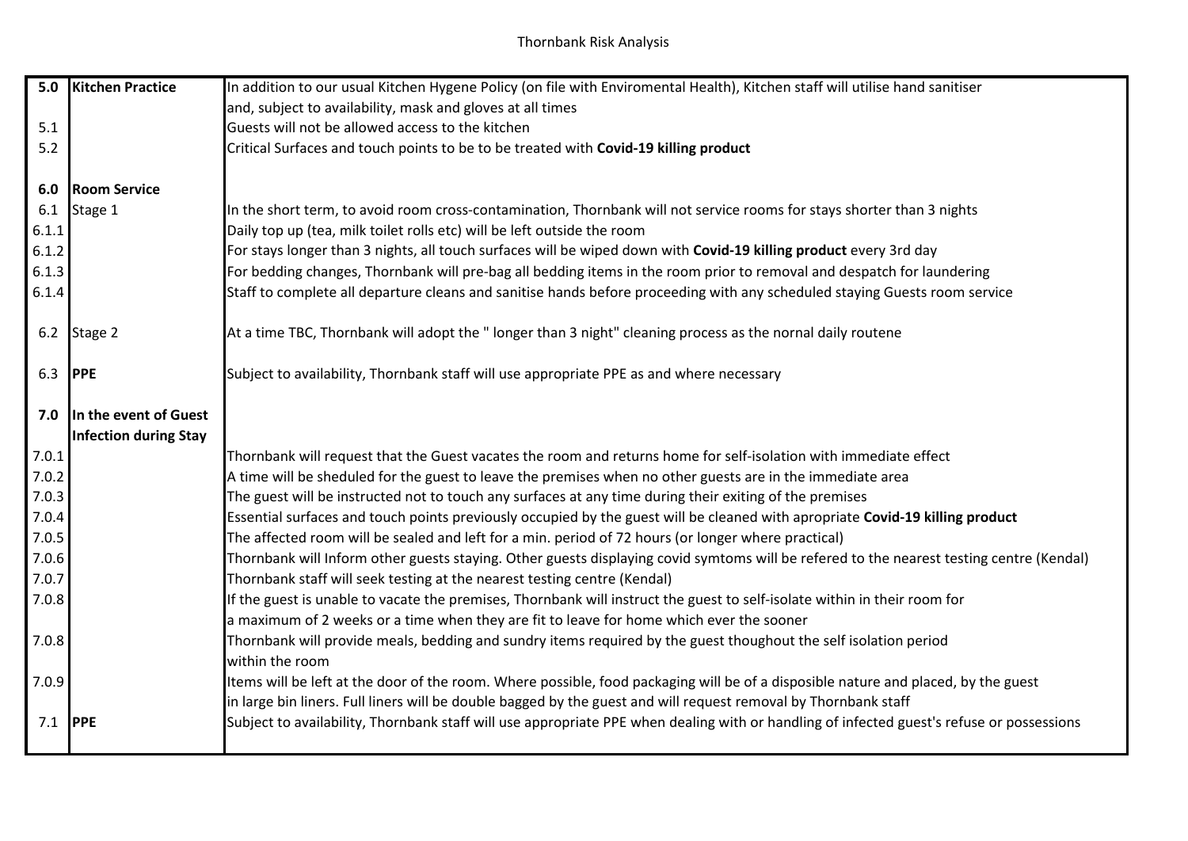| | | |
|---|---|---|
| **5.0** | **Kitchen Practice** | In addition to our usual Kitchen Hygene Policy (on file with Enviromental Health), Kitchen staff will utilise hand sanitiser and, subject to availability, mask and gloves at all times |
| 5.1 | | Guests will not be allowed access to the kitchen |
| 5.2 | | Critical Surfaces and touch points to be to be treated with **Covid-19 killing product** |
| | | |
| **6.0** | **Room Service** | |
| 6.1 | Stage 1 | In the short term, to avoid room cross-contamination, Thornbank will not service rooms for stays shorter than 3 nights |
| 6.1.1 | | Daily top up (tea, milk toilet rolls etc) will be left outside the room |
| 6.1.2 | | For stays longer than 3 nights, all touch surfaces will be wiped down with **Covid-19 killing product** every 3rd day |
| 6.1.3 | | For bedding changes, Thornbank will pre-bag all bedding items in the room prior to removal and despatch for laundering |
| 6.1.4 | | Staff to complete all departure cleans and sanitise hands before proceeding with any scheduled staying Guests room service |
| | | |
| 6.2 | Stage 2 | At a time TBC, Thornbank will adopt the " longer than 3 night" cleaning process as the nornal daily routene |
| | | |
| 6.3 | **PPE** | Subject to availability, Thornbank staff will use appropriate PPE as and where necessary |
| | | |
| **7.0** | **In the event of Guest Infection during Stay** | |
| 7.0.1 | | Thornbank will request that the Guest vacates the room and returns home for self-isolation with immediate effect |
| 7.0.2 | | A time will be sheduled for the guest to leave the premises when no other guests are in the immediate area |
| 7.0.3 | | The guest will be instructed not to touch any surfaces at any time during their exiting of the premises |
| 7.0.4 | | Essential surfaces and touch points previously occupied by the guest will be cleaned with apropriate **Covid-19 killing product** |
| 7.0.5 | | The affected room will be sealed and left for a min. period of 72 hours (or longer where practical) |
| 7.0.6 | | Thornbank will Inform other guests staying. Other guests displaying covid symtoms will be refered to the nearest testing centre (Kendal) |
| 7.0.7 | | Thornbank staff will seek testing at the nearest testing centre (Kendal) |
| 7.0.8 | | If the guest is unable to vacate the premises, Thornbank will instruct the guest to self-isolate within in their room for a maximum of 2 weeks or a time when they are fit to leave for home which ever the sooner |
| 7.0.8 | | Thornbank will provide meals, bedding and sundry items required by the guest thoughout the self isolation period within the room |
| 7.0.9 | | Items will be left at the door of the room. Where possible, food packaging will be of a disposible nature and placed, by the guest in large bin liners. Full liners will be double bagged by the guest and will request removal by Thornbank staff |
| 7.1 | **PPE** | Subject to availability, Thornbank staff will use appropriate PPE when dealing with or handling of infected guest's refuse or possessions |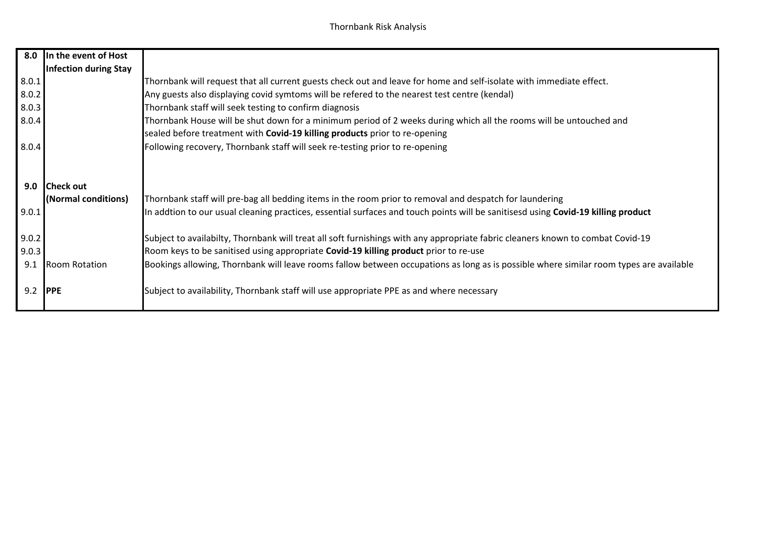| | | |
|---|---|---|
| **8.0** | **In the event of Host Infection during Stay** | |
| 8.0.1 | | Thornbank will request that all current guests check out and leave for home and self-isolate with immediate effect. |
| 8.0.2 | | Any guests also displaying covid symtoms will be refered to the nearest test centre (kendal) |
| 8.0.3 | | Thornbank staff will seek testing to confirm diagnosis |
| 8.0.4 | | Thornbank House will be shut down for a minimum period of 2 weeks during which all the rooms will be untouched and sealed before treatment with **Covid-19 killing products** prior to re-opening |
| 8.0.4 | | Following recovery, Thornbank staff will seek re-testing prior to re-opening |
| **9.0** | **Check out (Normal conditions)** | Thornbank staff will pre-bag all bedding items in the room prior to removal and despatch for laundering |
| 9.0.1 | | In addtion to our usual cleaning practices, essential surfaces and touch points will be sanitisesd using **Covid-19 killing product** |
| 9.0.2 | | Subject to availabilty, Thornbank will treat all soft furnishings with any appropriate fabric cleaners known to combat Covid-19 |
| 9.0.3 | | Room keys to be sanitised using appropriate **Covid-19 killing product** prior to re-use |
| 9.1 | Room Rotation | Bookings allowing, Thornbank will leave rooms fallow between occupations as long as is possible where similar room types are available |
| 9.2 | **PPE** | Subject to availability, Thornbank staff will use appropriate PPE as and where necessary |